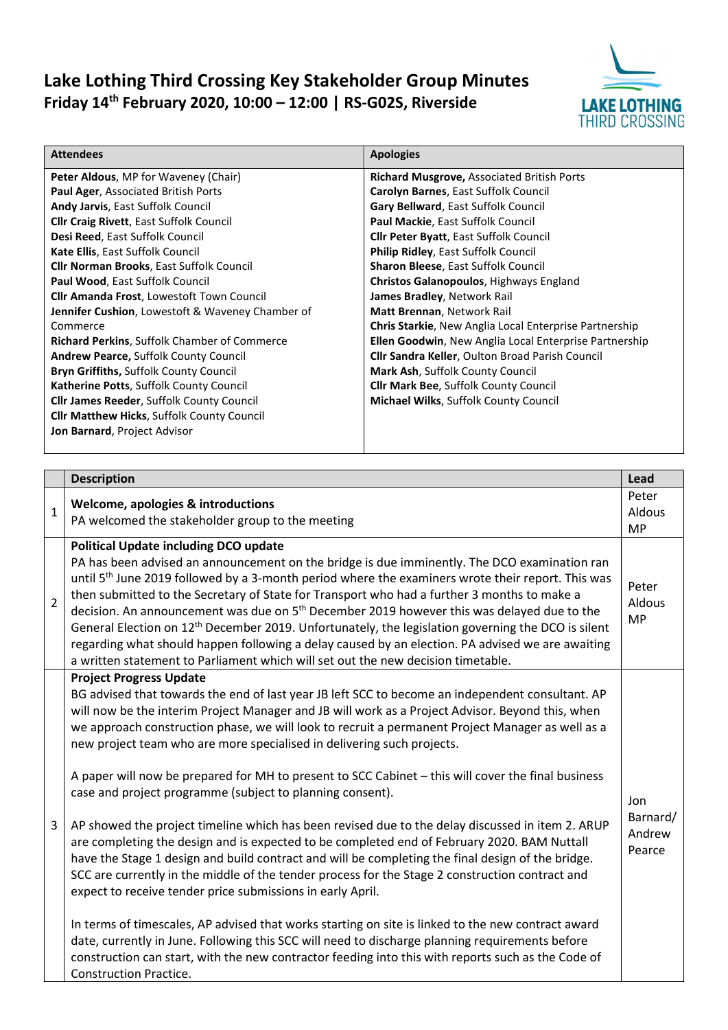# Lake Lothing Third Crossing Key Stakeholder Group Minutes

## Friday 14th February 2020, 10:00 – 12:00 | RS-G02S, Riverside

| Attendees | Apologies |
|---|---|
| **Peter Aldous**, MP for Waveney (Chair) | **Richard Musgrove,** Associated British Ports |
| **Paul Ager**, Associated British Ports | **Carolyn Barnes**, East Suffolk Council |
| **Andy Jarvis**, East Suffolk Council | **Gary Bellward**, East Suffolk Council |
| **Cllr Craig Rivett**, East Suffolk Council | **Paul Mackie**, East Suffolk Council |
| **Desi Reed**, East Suffolk Council | **Cllr Peter Byatt**, East Suffolk Council |
| **Kate Ellis**, East Suffolk Council | **Philip Ridley**, East Suffolk Council |
| **Cllr Norman Brooks**, East Suffolk Council | **Sharon Bleese**, East Suffolk Council |
| **Paul Wood**, East Suffolk Council | **Christos Galanopoulos**, Highways England |
| **Cllr Amanda Frost**, Lowestoft Town Council | **James Bradley**, Network Rail |
| **Jennifer Cushion**, Lowestoft & Waveney Chamber of Commerce | **Matt Brennan**, Network Rail |
| **Richard Perkins**, Suffolk Chamber of Commerce | **Chris Starkie**, New Anglia Local Enterprise Partnership |
| **Andrew Pearce,** Suffolk County Council | **Ellen Goodwin**, New Anglia Local Enterprise Partnership |
| **Bryn Griffiths,** Suffolk County Council | **Cllr Sandra Keller**, Oulton Broad Parish Council |
| **Katherine Potts**, Suffolk County Council | **Mark Ash**, Suffolk County Council |
| **Cllr James Reeder**, Suffolk County Council | **Cllr Mark Bee**, Suffolk County Council |
| **Cllr Matthew Hicks**, Suffolk County Council | **Michael Wilks**, Suffolk County Council |
| **Jon Barnard**, Project Advisor | |

| | Description | Lead |
|---|---|---|
| 1 | **Welcome, apologies & introductions**<br>PA welcomed the stakeholder group to the meeting | Peter Aldous MP |
| 2 | **Political Update including DCO update**<br>PA has been advised an announcement on the bridge is due imminently. The DCO examination ran until 5th June 2019 followed by a 3-month period where the examiners wrote their report. This was then submitted to the Secretary of State for Transport who had a further 3 months to make a decision. An announcement was due on 5th December 2019 however this was delayed due to the General Election on 12th December 2019. Unfortunately, the legislation governing the DCO is silent regarding what should happen following a delay caused by an election. PA advised we are awaiting a written statement to Parliament which will set out the new decision timetable. | Peter Aldous MP |
| 3 | **Project Progress Update**<br>BG advised that towards the end of last year JB left SCC to become an independent consultant. AP will now be the interim Project Manager and JB will work as a Project Advisor. Beyond this, when we approach construction phase, we will look to recruit a permanent Project Manager as well as a new project team who are more specialised in delivering such projects.<br><br>A paper will now be prepared for MH to present to SCC Cabinet – this will cover the final business case and project programme (subject to planning consent).<br><br>AP showed the project timeline which has been revised due to the delay discussed in item 2. ARUP are completing the design and is expected to be completed end of February 2020. BAM Nuttall have the Stage 1 design and build contract and will be completing the final design of the bridge. SCC are currently in the middle of the tender process for the Stage 2 construction contract and expect to receive tender price submissions in early April.<br><br>In terms of timescales, AP advised that works starting on site is linked to the new contract award date, currently in June. Following this SCC will need to discharge planning requirements before construction can start, with the new contractor feeding into this with reports such as the Code of Construction Practice. | Jon Barnard/ Andrew Pearce |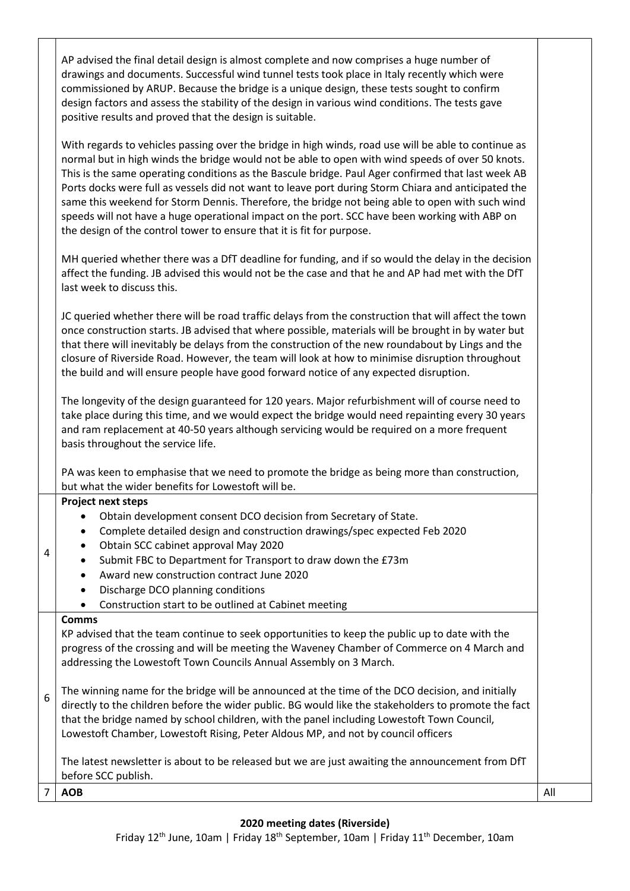| | | |
|---|---|---|
| | AP advised the final detail design is almost complete and now comprises a huge number of drawings and documents. Successful wind tunnel tests took place in Italy recently which were commissioned by ARUP. Because the bridge is a unique design, these tests sought to confirm design factors and assess the stability of the design in various wind conditions. The tests gave positive results and proved that the design is suitable.<br><br>With regards to vehicles passing over the bridge in high winds, road use will be able to continue as normal but in high winds the bridge would not be able to open with wind speeds of over 50 knots. This is the same operating conditions as the Bascule bridge. Paul Ager confirmed that last week AB Ports docks were full as vessels did not want to leave port during Storm Chiara and anticipated the same this weekend for Storm Dennis. Therefore, the bridge not being able to open with such wind speeds will not have a huge operational impact on the port. SCC have been working with ABP on the design of the control tower to ensure that it is fit for purpose.<br><br>MH queried whether there was a DfT deadline for funding, and if so would the delay in the decision affect the funding. JB advised this would not be the case and that he and AP had met with the DfT last week to discuss this.<br><br>JC queried whether there will be road traffic delays from the construction that will affect the town once construction starts. JB advised that where possible, materials will be brought in by water but that there will inevitably be delays from the construction of the new roundabout by Lings and the closure of Riverside Road. However, the team will look at how to minimise disruption throughout the build and will ensure people have good forward notice of any expected disruption.<br><br>The longevity of the design guaranteed for 120 years. Major refurbishment will of course need to take place during this time, and we would expect the bridge would need repainting every 30 years and ram replacement at 40-50 years although servicing would be required on a more frequent basis throughout the service life.<br><br>PA was keen to emphasise that we need to promote the bridge as being more than construction, but what the wider benefits for Lowestoft will be. | |
| 4 | **Project next steps**<br>• Obtain development consent DCO decision from Secretary of State.<br>• Complete detailed design and construction drawings/spec expected Feb 2020<br>• Obtain SCC cabinet approval May 2020<br>• Submit FBC to Department for Transport to draw down the £73m<br>• Award new construction contract June 2020<br>• Discharge DCO planning conditions<br>• Construction start to be outlined at Cabinet meeting | |
| 6 | **Comms**<br>KP advised that the team continue to seek opportunities to keep the public up to date with the progress of the crossing and will be meeting the Waveney Chamber of Commerce on 4 March and addressing the Lowestoft Town Councils Annual Assembly on 3 March.<br><br>The winning name for the bridge will be announced at the time of the DCO decision, and initially directly to the children before the wider public. BG would like the stakeholders to promote the fact that the bridge named by school children, with the panel including Lowestoft Town Council, Lowestoft Chamber, Lowestoft Rising, Peter Aldous MP, and not by council officers<br><br>The latest newsletter is about to be released but we are just awaiting the announcement from DfT before SCC publish. | |
| 7 | **AOB** | All |

**2020 meeting dates (Riverside)**

Friday 12th June, 10am | Friday 18th September, 10am | Friday 11th December, 10am